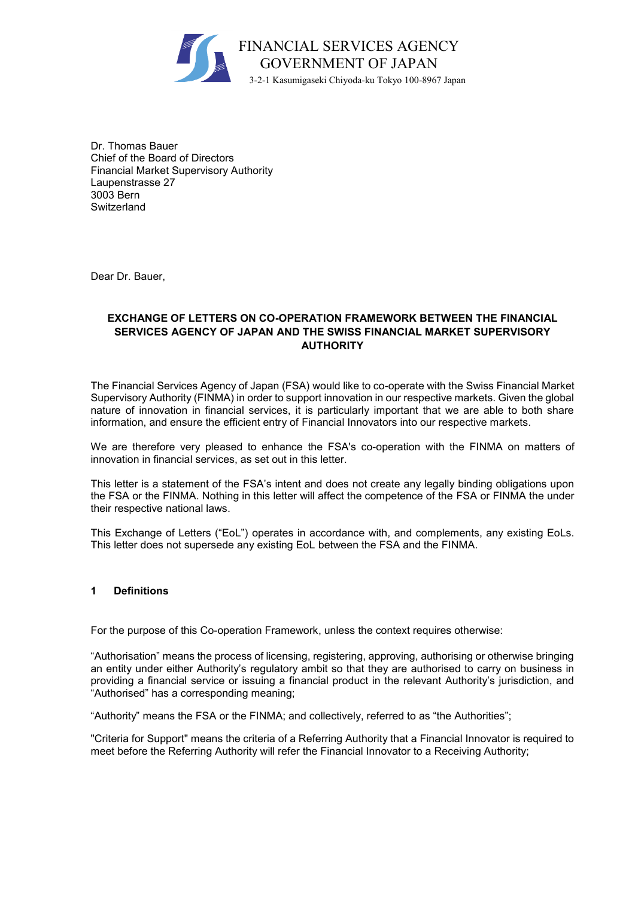FINANCIAL SERVICES AGENCY
GOVERNMENT OF JAPAN
3-2-1 Kasumigaseki Chiyoda-ku Tokyo 100-8967 Japan

Dr. Thomas Bauer
Chief of the Board of Directors
Financial Market Supervisory Authority
Laupenstrasse 27
3003 Bern
Switzerland

Dear Dr. Bauer,

**EXCHANGE OF LETTERS ON CO-OPERATION FRAMEWORK BETWEEN THE FINANCIAL SERVICES AGENCY OF JAPAN AND THE SWISS FINANCIAL MARKET SUPERVISORY AUTHORITY**

The Financial Services Agency of Japan (FSA) would like to co-operate with the Swiss Financial Market Supervisory Authority (FINMA) in order to support innovation in our respective markets. Given the global nature of innovation in financial services, it is particularly important that we are able to both share information, and ensure the efficient entry of Financial Innovators into our respective markets.

We are therefore very pleased to enhance the FSA's co-operation with the FINMA on matters of innovation in financial services, as set out in this letter.

This letter is a statement of the FSA's intent and does not create any legally binding obligations upon the FSA or the FINMA. Nothing in this letter will affect the competence of the FSA or FINMA the under their respective national laws.

This Exchange of Letters ("EoL") operates in accordance with, and complements, any existing EoLs. This letter does not supersede any existing EoL between the FSA and the FINMA.

## 1 Definitions

For the purpose of this Co-operation Framework, unless the context requires otherwise:

"Authorisation" means the process of licensing, registering, approving, authorising or otherwise bringing an entity under either Authority's regulatory ambit so that they are authorised to carry on business in providing a financial service or issuing a financial product in the relevant Authority's jurisdiction, and "Authorised" has a corresponding meaning;

"Authority" means the FSA or the FINMA; and collectively, referred to as "the Authorities";

"Criteria for Support" means the criteria of a Referring Authority that a Financial Innovator is required to meet before the Referring Authority will refer the Financial Innovator to a Receiving Authority;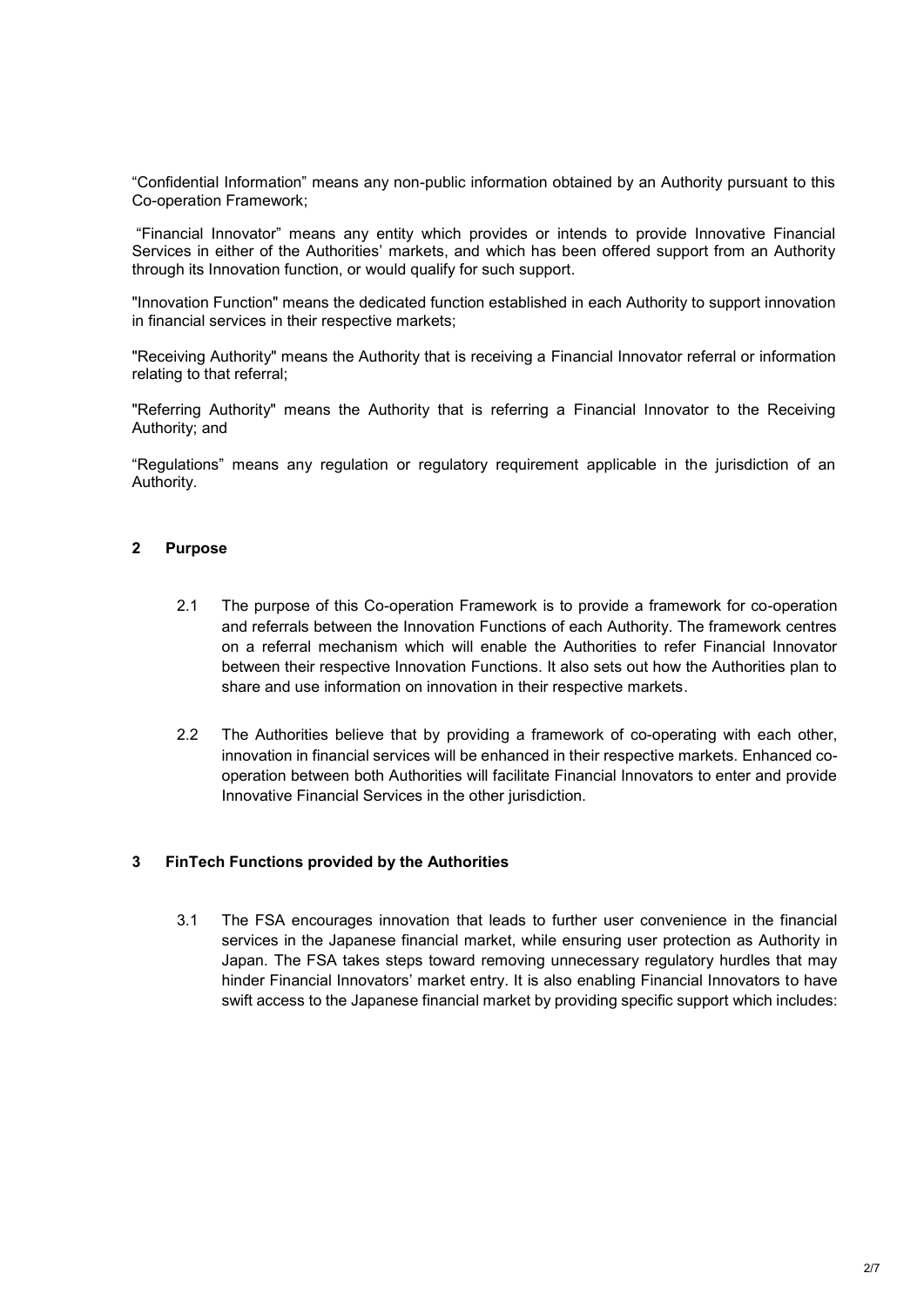"Confidential Information" means any non-public information obtained by an Authority pursuant to this Co-operation Framework;

"Financial Innovator" means any entity which provides or intends to provide Innovative Financial Services in either of the Authorities' markets, and which has been offered support from an Authority through its Innovation function, or would qualify for such support.

"Innovation Function" means the dedicated function established in each Authority to support innovation in financial services in their respective markets;

"Receiving Authority" means the Authority that is receiving a Financial Innovator referral or information relating to that referral;

"Referring Authority" means the Authority that is referring a Financial Innovator to the Receiving Authority; and

"Regulations" means any regulation or regulatory requirement applicable in the jurisdiction of an Authority.

## 2 Purpose

2.1 The purpose of this Co-operation Framework is to provide a framework for co-operation and referrals between the Innovation Functions of each Authority. The framework centres on a referral mechanism which will enable the Authorities to refer Financial Innovator between their respective Innovation Functions. It also sets out how the Authorities plan to share and use information on innovation in their respective markets.

2.2 The Authorities believe that by providing a framework of co-operating with each other, innovation in financial services will be enhanced in their respective markets. Enhanced co-operation between both Authorities will facilitate Financial Innovators to enter and provide Innovative Financial Services in the other jurisdiction.

## 3 FinTech Functions provided by the Authorities

3.1 The FSA encourages innovation that leads to further user convenience in the financial services in the Japanese financial market, while ensuring user protection as Authority in Japan. The FSA takes steps toward removing unnecessary regulatory hurdles that may hinder Financial Innovators' market entry. It is also enabling Financial Innovators to have swift access to the Japanese financial market by providing specific support which includes: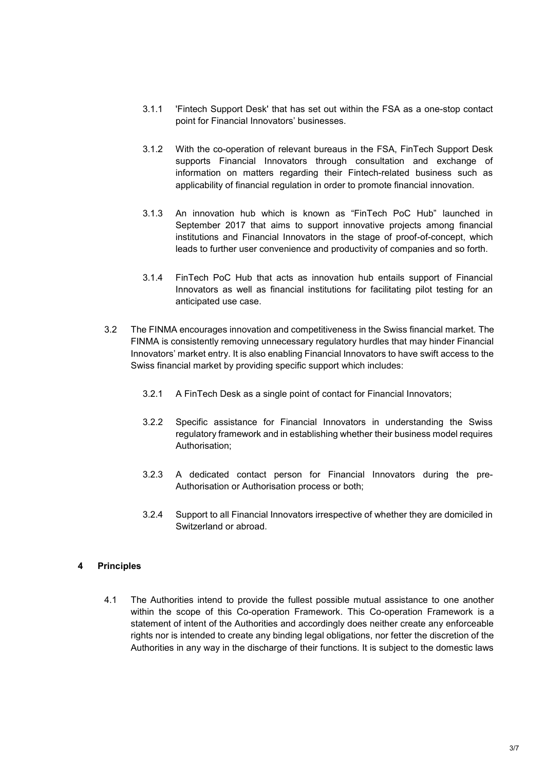3.1.1 'Fintech Support Desk' that has set out within the FSA as a one-stop contact point for Financial Innovators' businesses.

3.1.2 With the co-operation of relevant bureaus in the FSA, FinTech Support Desk supports Financial Innovators through consultation and exchange of information on matters regarding their Fintech-related business such as applicability of financial regulation in order to promote financial innovation.

3.1.3 An innovation hub which is known as "FinTech PoC Hub" launched in September 2017 that aims to support innovative projects among financial institutions and Financial Innovators in the stage of proof-of-concept, which leads to further user convenience and productivity of companies and so forth.

3.1.4 FinTech PoC Hub that acts as innovation hub entails support of Financial Innovators as well as financial institutions for facilitating pilot testing for an anticipated use case.

3.2 The FINMA encourages innovation and competitiveness in the Swiss financial market. The FINMA is consistently removing unnecessary regulatory hurdles that may hinder Financial Innovators' market entry. It is also enabling Financial Innovators to have swift access to the Swiss financial market by providing specific support which includes:

3.2.1 A FinTech Desk as a single point of contact for Financial Innovators;

3.2.2 Specific assistance for Financial Innovators in understanding the Swiss regulatory framework and in establishing whether their business model requires Authorisation;

3.2.3 A dedicated contact person for Financial Innovators during the pre-Authorisation or Authorisation process or both;

3.2.4 Support to all Financial Innovators irrespective of whether they are domiciled in Switzerland or abroad.

## 4 Principles

4.1 The Authorities intend to provide the fullest possible mutual assistance to one another within the scope of this Co-operation Framework. This Co-operation Framework is a statement of intent of the Authorities and accordingly does neither create any enforceable rights nor is intended to create any binding legal obligations, nor fetter the discretion of the Authorities in any way in the discharge of their functions. It is subject to the domestic laws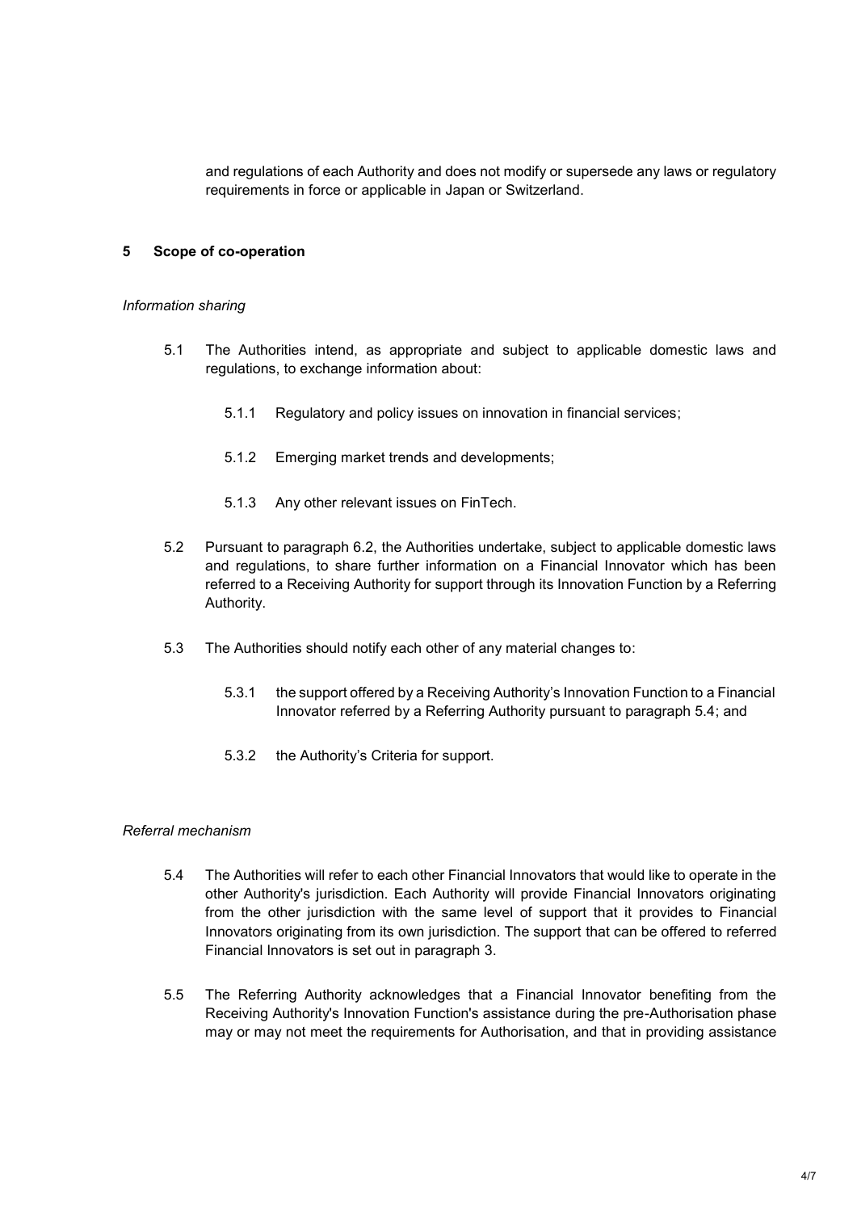and regulations of each Authority and does not modify or supersede any laws or regulatory requirements in force or applicable in Japan or Switzerland.

## 5 Scope of co-operation

*Information sharing*

5.1 The Authorities intend, as appropriate and subject to applicable domestic laws and regulations, to exchange information about:

5.1.1 Regulatory and policy issues on innovation in financial services;

5.1.2 Emerging market trends and developments;

5.1.3 Any other relevant issues on FinTech.

5.2 Pursuant to paragraph 6.2, the Authorities undertake, subject to applicable domestic laws and regulations, to share further information on a Financial Innovator which has been referred to a Receiving Authority for support through its Innovation Function by a Referring Authority.

5.3 The Authorities should notify each other of any material changes to:

5.3.1 the support offered by a Receiving Authority's Innovation Function to a Financial Innovator referred by a Referring Authority pursuant to paragraph 5.4; and

5.3.2 the Authority's Criteria for support.

*Referral mechanism*

5.4 The Authorities will refer to each other Financial Innovators that would like to operate in the other Authority's jurisdiction. Each Authority will provide Financial Innovators originating from the other jurisdiction with the same level of support that it provides to Financial Innovators originating from its own jurisdiction. The support that can be offered to referred Financial Innovators is set out in paragraph 3.

5.5 The Referring Authority acknowledges that a Financial Innovator benefiting from the Receiving Authority's Innovation Function's assistance during the pre-Authorisation phase may or may not meet the requirements for Authorisation, and that in providing assistance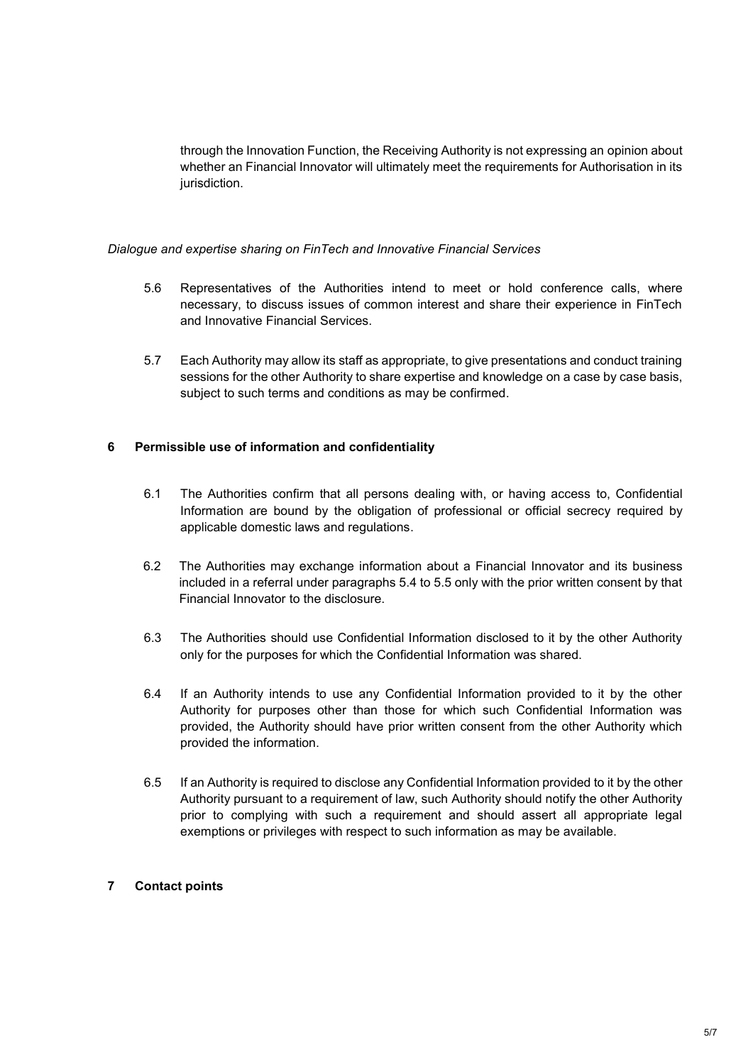through the Innovation Function, the Receiving Authority is not expressing an opinion about whether an Financial Innovator will ultimately meet the requirements for Authorisation in its jurisdiction.

*Dialogue and expertise sharing on FinTech and Innovative Financial Services*

5.6 Representatives of the Authorities intend to meet or hold conference calls, where necessary, to discuss issues of common interest and share their experience in FinTech and Innovative Financial Services.

5.7 Each Authority may allow its staff as appropriate, to give presentations and conduct training sessions for the other Authority to share expertise and knowledge on a case by case basis, subject to such terms and conditions as may be confirmed.

## 6 Permissible use of information and confidentiality

6.1 The Authorities confirm that all persons dealing with, or having access to, Confidential Information are bound by the obligation of professional or official secrecy required by applicable domestic laws and regulations.

6.2 The Authorities may exchange information about a Financial Innovator and its business included in a referral under paragraphs 5.4 to 5.5 only with the prior written consent by that Financial Innovator to the disclosure.

6.3 The Authorities should use Confidential Information disclosed to it by the other Authority only for the purposes for which the Confidential Information was shared.

6.4 If an Authority intends to use any Confidential Information provided to it by the other Authority for purposes other than those for which such Confidential Information was provided, the Authority should have prior written consent from the other Authority which provided the information.

6.5 If an Authority is required to disclose any Confidential Information provided to it by the other Authority pursuant to a requirement of law, such Authority should notify the other Authority prior to complying with such a requirement and should assert all appropriate legal exemptions or privileges with respect to such information as may be available.

## 7 Contact points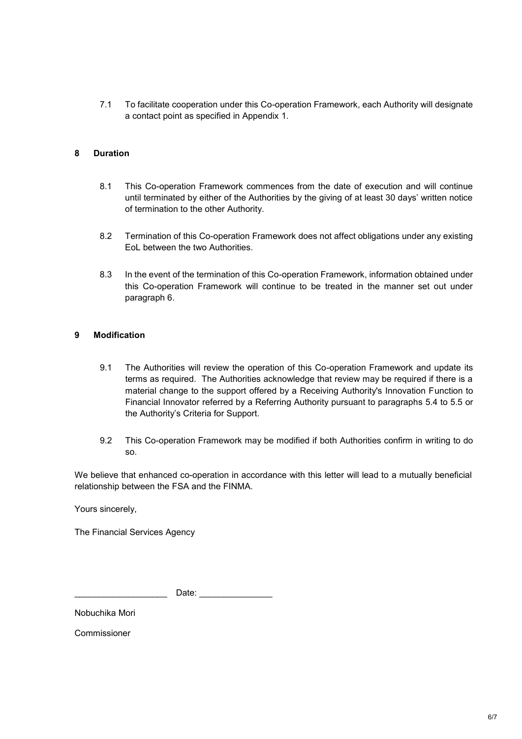7.1 To facilitate cooperation under this Co-operation Framework, each Authority will designate a contact point as specified in Appendix 1.

## 8 Duration

8.1 This Co-operation Framework commences from the date of execution and will continue until terminated by either of the Authorities by the giving of at least 30 days' written notice of termination to the other Authority.

8.2 Termination of this Co-operation Framework does not affect obligations under any existing EoL between the two Authorities.

8.3 In the event of the termination of this Co-operation Framework, information obtained under this Co-operation Framework will continue to be treated in the manner set out under paragraph 6.

## 9 Modification

9.1 The Authorities will review the operation of this Co-operation Framework and update its terms as required. The Authorities acknowledge that review may be required if there is a material change to the support offered by a Receiving Authority's Innovation Function to Financial Innovator referred by a Referring Authority pursuant to paragraphs 5.4 to 5.5 or the Authority's Criteria for Support.

9.2 This Co-operation Framework may be modified if both Authorities confirm in writing to do so.

We believe that enhanced co-operation in accordance with this letter will lead to a mutually beneficial relationship between the FSA and the FINMA.

Yours sincerely,

The Financial Services Agency

___________________ Date: _______________

Nobuchika Mori

Commissioner